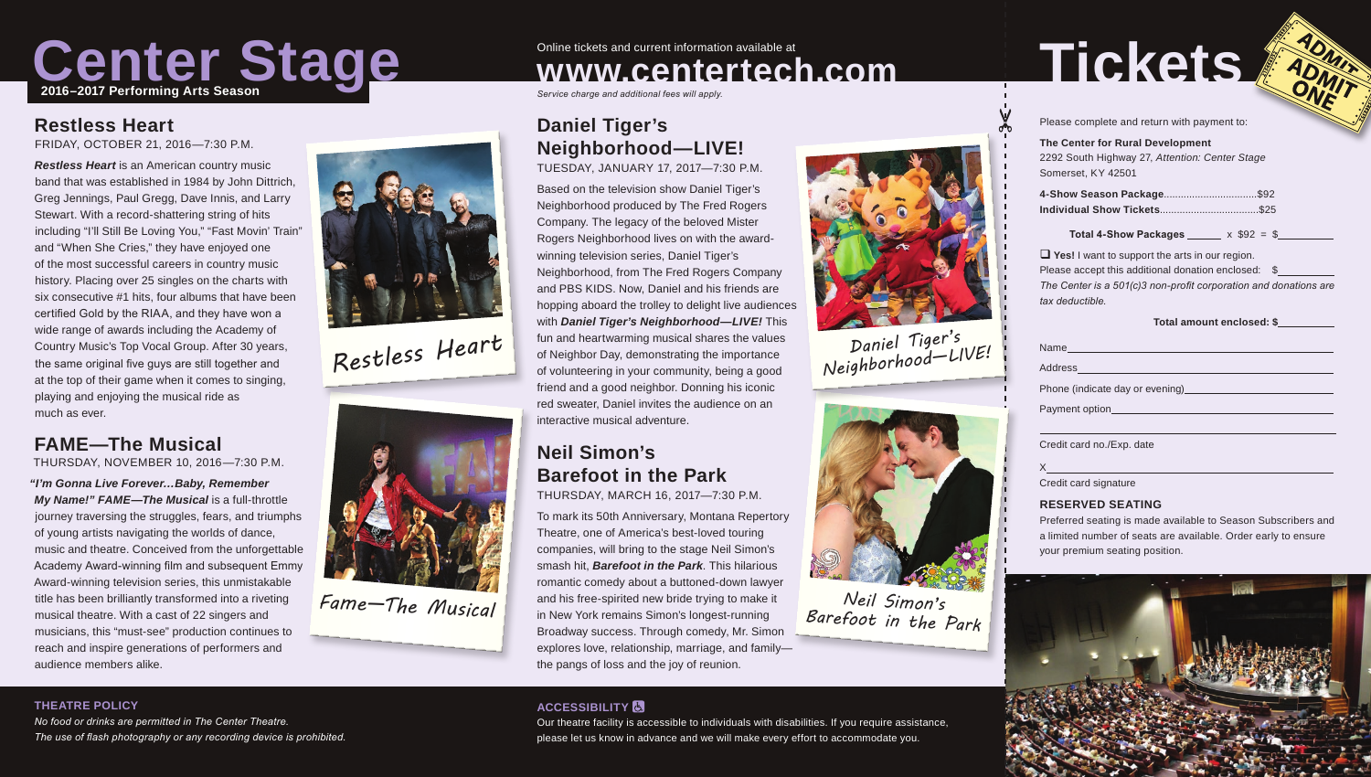# Center Stage

**2016–2017 Performing Arts Season**

Online tickets and current information available at

## www.centertech.com

*Service charge and additional fees will apply.*

## Restless Heart

FRIDAY, OCTOBER 21, 2016—7:30 P.M.

***Restless Heart*** is an American country music band that was established in 1984 by John Dittrich, Greg Jennings, Paul Gregg, Dave Innis, and Larry Stewart. With a record-shattering string of hits including "I'll Still Be Loving You," "Fast Movin' Train" and "When She Cries," they have enjoyed one of the most successful careers in country music history. Placing over 25 singles on the charts with six consecutive #1 hits, four albums that have been certified Gold by the RIAA, and they have won a wide range of awards including the Academy of Country Music's Top Vocal Group. After 30 years, the same original five guys are still together and at the top of their game when it comes to singing, playing and enjoying the musical ride as much as ever.

Restless Heart

## FAME—The Musical

THURSDAY, NOVEMBER 10, 2016—7:30 P.M.

***"I'm Gonna Live Forever…Baby, Remember My Name!" FAME—The Musical*** is a full-throttle journey traversing the struggles, fears, and triumphs of young artists navigating the worlds of dance, music and theatre. Conceived from the unforgettable Academy Award-winning film and subsequent Emmy Award-winning television series, this unmistakable title has been brilliantly transformed into a riveting musical theatre. With a cast of 22 singers and musicians, this "must-see" production continues to reach and inspire generations of performers and audience members alike.

Fame—The Musical

## Daniel Tiger's Neighborhood—LIVE!

TUESDAY, JANUARY 17, 2017—7:30 P.M.

Based on the television show Daniel Tiger's Neighborhood produced by The Fred Rogers Company. The legacy of the beloved Mister Rogers Neighborhood lives on with the award-winning television series, Daniel Tiger's Neighborhood, from The Fred Rogers Company and PBS KIDS. Now, Daniel and his friends are hopping aboard the trolley to delight live audiences with ***Daniel Tiger's Neighborhood—LIVE!*** This fun and heartwarming musical shares the values of Neighbor Day, demonstrating the importance of volunteering in your community, being a good friend and a good neighbor. Donning his iconic red sweater, Daniel invites the audience on an interactive musical adventure.

Daniel Tiger's Neighborhood—LIVE!

## Neil Simon's Barefoot in the Park

THURSDAY, MARCH 16, 2017—7:30 P.M.

To mark its 50th Anniversary, Montana Repertory Theatre, one of America's best-loved touring companies, will bring to the stage Neil Simon's smash hit, ***Barefoot in the Park***. This hilarious romantic comedy about a buttoned-down lawyer and his free-spirited new bride trying to make it in New York remains Simon's longest-running Broadway success. Through comedy, Mr. Simon explores love, relationship, marriage, and family—the pangs of loss and the joy of reunion.

Neil Simon's Barefoot in the Park

### THEATRE POLICY

*No food or drinks are permitted in The Center Theatre.*
*The use of flash photography or any recording device is prohibited.*

### ACCESSIBILITY

Our theatre facility is accessible to individuals with disabilities. If you require assistance, please let us know in advance and we will make every effort to accommodate you.

# Tickets

ADMIT ONE

Please complete and return with payment to:

**The Center for Rural Development**
2292 South Highway 27, *Attention: Center Stage*
Somerset, KY 42501

**4-Show Season Package**.................................$92
**Individual Show Tickets**...................................$25

**Total 4-Show Packages** ______ x $92 = $__________

☐ **Yes!** I want to support the arts in our region.
Please accept this additional donation enclosed: $__________
*The Center is a 501(c)3 non-profit corporation and donations are tax deductible.*

**Total amount enclosed: $**__________

Name______________________________

Address______________________________

Phone (indicate day or evening)______________________________

Payment option______________________________

______________________________

Credit card no./Exp. date

X______________________________

Credit card signature

### RESERVED SEATING

Preferred seating is made available to Season Subscribers and a limited number of seats are available. Order early to ensure your premium seating position.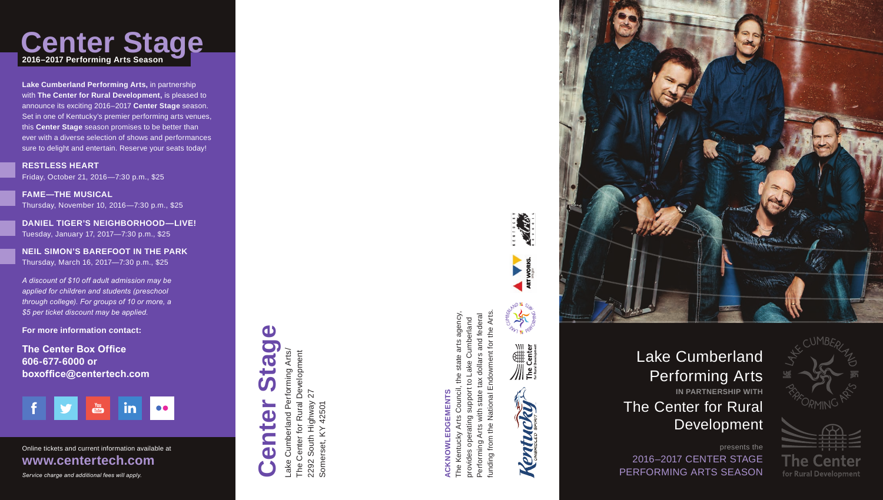# Center Stage

**2016–2017 Performing Arts Season**

**Lake Cumberland Performing Arts,** in partnership with **The Center for Rural Development,** is pleased to announce its exciting 2016–2017 **Center Stage** season. Set in one of Kentucky's premier performing arts venues, this **Center Stage** season promises to be better than ever with a diverse selection of shows and performances sure to delight and entertain. Reserve your seats today!

**RESTLESS HEART**
Friday, October 21, 2016—7:30 p.m., $25

**FAME—THE MUSICAL**
Thursday, November 10, 2016—7:30 p.m., $25

**DANIEL TIGER'S NEIGHBORHOOD—LIVE!**
Tuesday, January 17, 2017—7:30 p.m., $25

**NEIL SIMON'S BAREFOOT IN THE PARK**
Thursday, March 16, 2017—7:30 p.m., $25

*A discount of $10 off adult admission may be applied for children and students (preschool through college). For groups of 10 or more, a $5 per ticket discount may be applied.*

**For more information contact:**

**The Center Box Office**
**606-677-6000 or**
**boxoffice@centertech.com**

Online tickets and current information available at
**www.centertech.com**

*Service charge and additional fees will apply.*

## Center Stage

Lake Cumberland Performing Arts/
The Center for Rural Development
2292 South Highway 27
Somerset, KY 42501

**ACKNOWLEDGEMENTS**

The Kentucky Arts Council, the state arts agency, provides operating support to Lake Cumberland Performing Arts with state tax dollars and federal funding from the National Endowment for the Arts.

Lake Cumberland Performing Arts

IN PARTNERSHIP WITH

The Center for Rural Development

presents the

2016–2017 CENTER STAGE PERFORMING ARTS SEASON